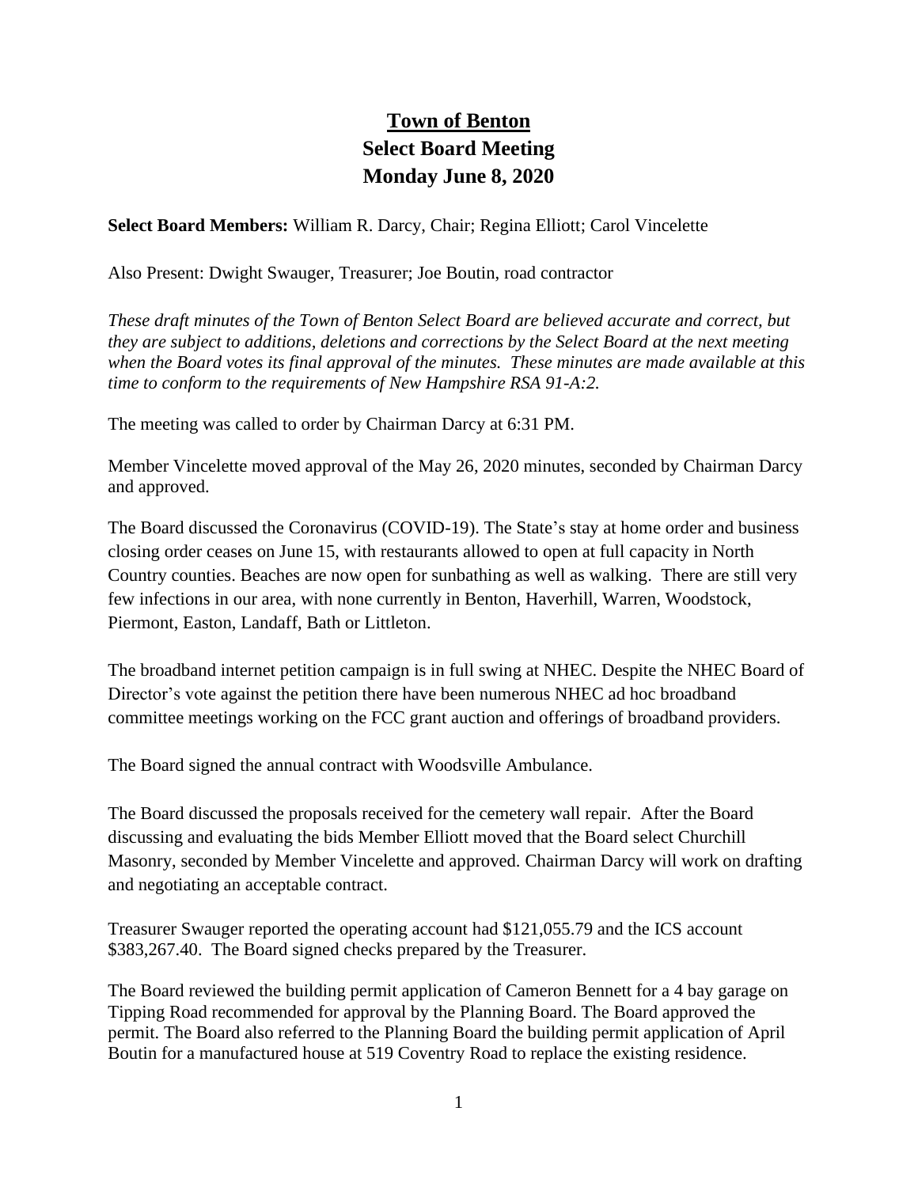# Town of Benton
## Select Board Meeting
## Monday June 8, 2020

**Select Board Members:** William R. Darcy, Chair; Regina Elliott; Carol Vincelette

Also Present: Dwight Swauger, Treasurer; Joe Boutin, road contractor

*These draft minutes of the Town of Benton Select Board are believed accurate and correct, but they are subject to additions, deletions and corrections by the Select Board at the next meeting when the Board votes its final approval of the minutes. These minutes are made available at this time to conform to the requirements of New Hampshire RSA 91-A:2.*

The meeting was called to order by Chairman Darcy at 6:31 PM.

Member Vincelette moved approval of the May 26, 2020 minutes, seconded by Chairman Darcy and approved.

The Board discussed the Coronavirus (COVID-19). The State's stay at home order and business closing order ceases on June 15, with restaurants allowed to open at full capacity in North Country counties. Beaches are now open for sunbathing as well as walking. There are still very few infections in our area, with none currently in Benton, Haverhill, Warren, Woodstock, Piermont, Easton, Landaff, Bath or Littleton.

The broadband internet petition campaign is in full swing at NHEC. Despite the NHEC Board of Director's vote against the petition there have been numerous NHEC ad hoc broadband committee meetings working on the FCC grant auction and offerings of broadband providers.

The Board signed the annual contract with Woodsville Ambulance.

The Board discussed the proposals received for the cemetery wall repair. After the Board discussing and evaluating the bids Member Elliott moved that the Board select Churchill Masonry, seconded by Member Vincelette and approved. Chairman Darcy will work on drafting and negotiating an acceptable contract.

Treasurer Swauger reported the operating account had $121,055.79 and the ICS account $383,267.40. The Board signed checks prepared by the Treasurer.

The Board reviewed the building permit application of Cameron Bennett for a 4 bay garage on Tipping Road recommended for approval by the Planning Board. The Board approved the permit. The Board also referred to the Planning Board the building permit application of April Boutin for a manufactured house at 519 Coventry Road to replace the existing residence.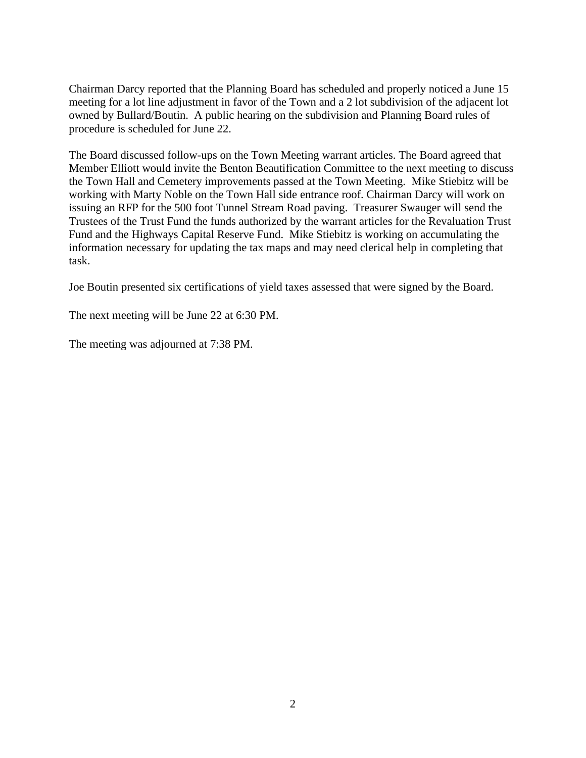Chairman Darcy reported that the Planning Board has scheduled and properly noticed a June 15 meeting for a lot line adjustment in favor of the Town and a 2 lot subdivision of the adjacent lot owned by Bullard/Boutin. A public hearing on the subdivision and Planning Board rules of procedure is scheduled for June 22.

The Board discussed follow-ups on the Town Meeting warrant articles. The Board agreed that Member Elliott would invite the Benton Beautification Committee to the next meeting to discuss the Town Hall and Cemetery improvements passed at the Town Meeting. Mike Stiebitz will be working with Marty Noble on the Town Hall side entrance roof. Chairman Darcy will work on issuing an RFP for the 500 foot Tunnel Stream Road paving. Treasurer Swauger will send the Trustees of the Trust Fund the funds authorized by the warrant articles for the Revaluation Trust Fund and the Highways Capital Reserve Fund. Mike Stiebitz is working on accumulating the information necessary for updating the tax maps and may need clerical help in completing that task.

Joe Boutin presented six certifications of yield taxes assessed that were signed by the Board.

The next meeting will be June 22 at 6:30 PM.

The meeting was adjourned at 7:38 PM.